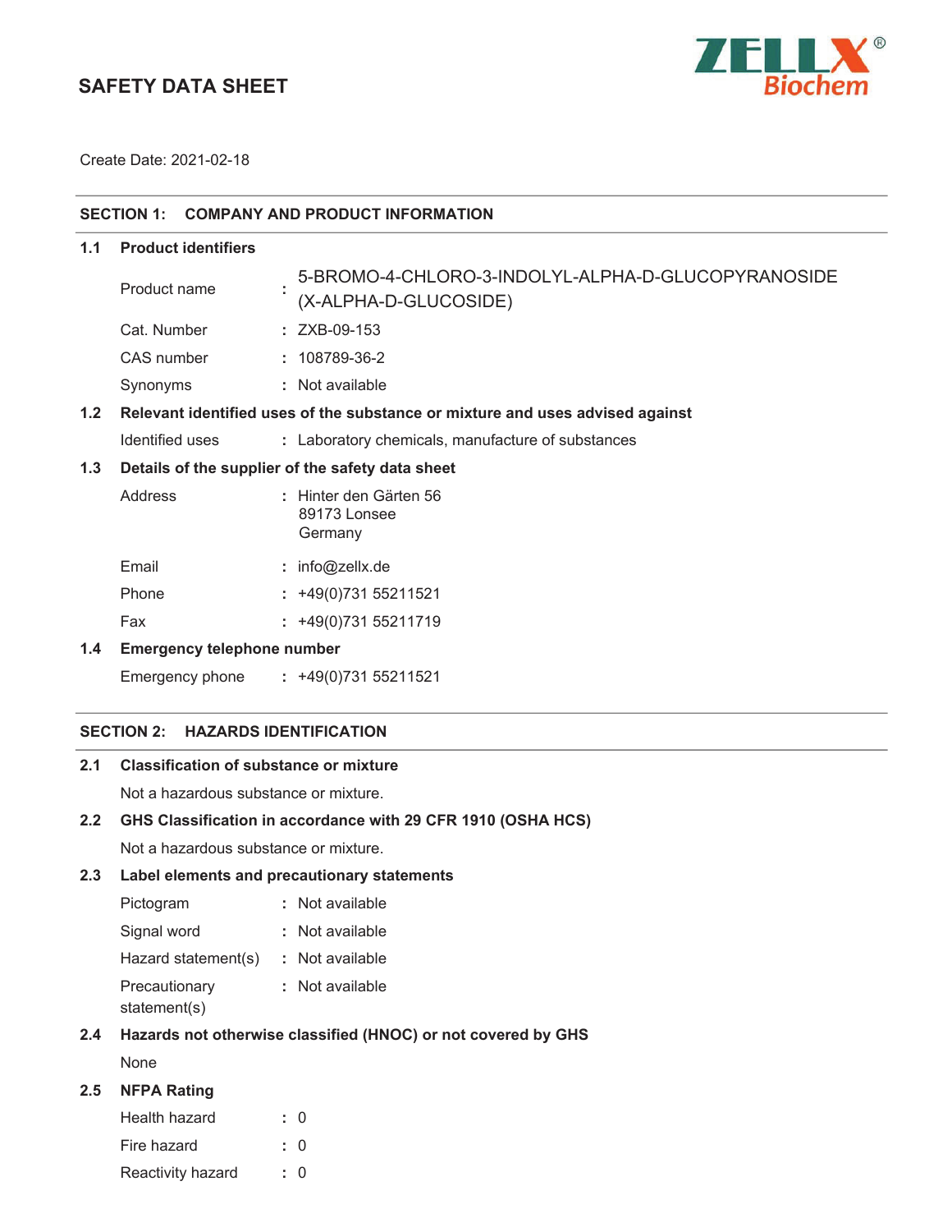# SAFETY DATA SHEET

Create Date: 2021-02-18

## SECTION 1: COMPANY AND PRODUCT INFORMATION

### 1.1 Product identifiers

| | | |
|---|---|---|
| Product name | : | 5-BROMO-4-CHLORO-3-INDOLYL-ALPHA-D-GLUCOPYRANOSIDE (X-ALPHA-D-GLUCOSIDE) |
| Cat. Number | : | ZXB-09-153 |
| CAS number | : | 108789-36-2 |
| Synonyms | : | Not available |

### 1.2 Relevant identified uses of the substance or mixture and uses advised against

| | | |
|---|---|---|
| Identified uses | : | Laboratory chemicals, manufacture of substances |

### 1.3 Details of the supplier of the safety data sheet

| | | |
|---|---|---|
| Address | : | Hinter den Gärten 56<br>89173 Lonsee<br>Germany |
| Email | : | info@zellx.de |
| Phone | : | +49(0)731 55211521 |
| Fax | : | +49(0)731 55211719 |

### 1.4 Emergency telephone number

| | | |
|---|---|---|
| Emergency phone | : | +49(0)731 55211521 |

## SECTION 2: HAZARDS IDENTIFICATION

### 2.1 Classification of substance or mixture

Not a hazardous substance or mixture.

### 2.2 GHS Classification in accordance with 29 CFR 1910 (OSHA HCS)

Not a hazardous substance or mixture.

### 2.3 Label elements and precautionary statements

| | | |
|---|---|---|
| Pictogram | : | Not available |
| Signal word | : | Not available |
| Hazard statement(s) | : | Not available |
| Precautionary statement(s) | : | Not available |

### 2.4 Hazards not otherwise classified (HNOC) or not covered by GHS

None

### 2.5 NFPA Rating

| | | |
|---|---|---|
| Health hazard | : | 0 |
| Fire hazard | : | 0 |
| Reactivity hazard | : | 0 |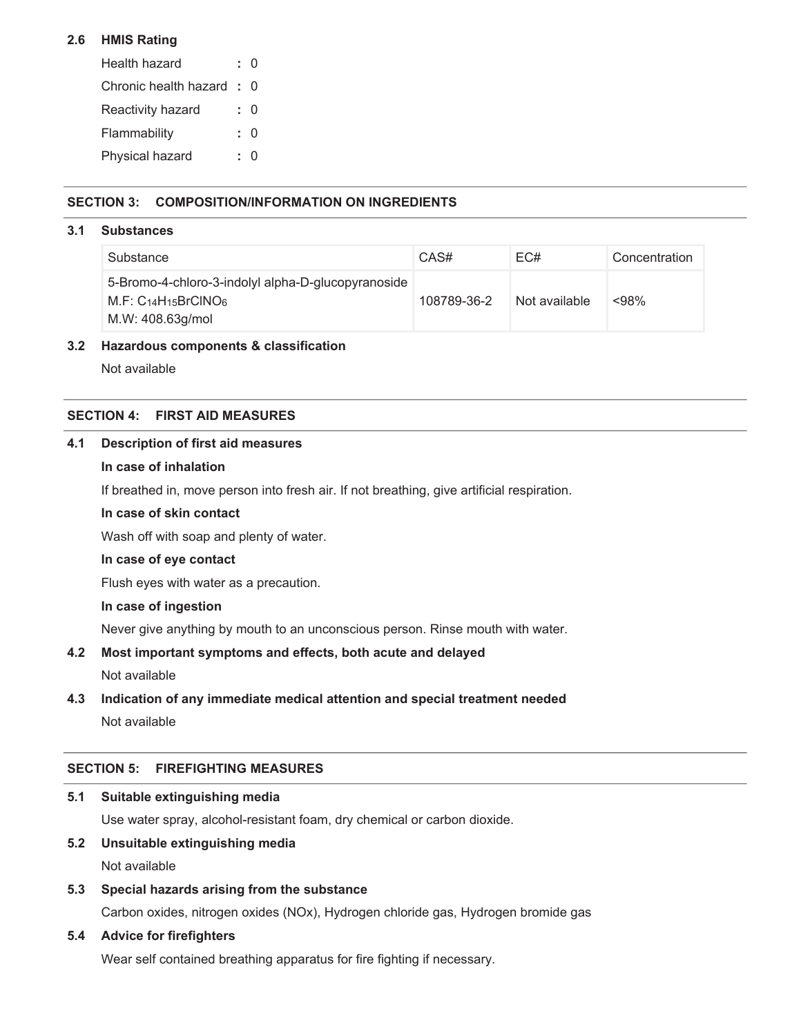### 2.6 HMIS Rating

| | |
|---|---|
| Health hazard | : 0 |
| Chronic health hazard | : 0 |
| Reactivity hazard | : 0 |
| Flammability | : 0 |
| Physical hazard | : 0 |

## SECTION 3: COMPOSITION/INFORMATION ON INGREDIENTS

### 3.1 Substances

| Substance | CAS# | EC# | Concentration |
|---|---|---|---|
| 5-Bromo-4-chloro-3-indolyl alpha-D-glucopyranoside<br>M.F: $C_{14}H_{15}BrClNO_6$<br>M.W: 408.63g/mol | 108789-36-2 | Not available | <98% |

### 3.2 Hazardous components & classification

Not available

## SECTION 4: FIRST AID MEASURES

### 4.1 Description of first aid measures

**In case of inhalation**

If breathed in, move person into fresh air. If not breathing, give artificial respiration.

**In case of skin contact**

Wash off with soap and plenty of water.

**In case of eye contact**

Flush eyes with water as a precaution.

**In case of ingestion**

Never give anything by mouth to an unconscious person. Rinse mouth with water.

### 4.2 Most important symptoms and effects, both acute and delayed

Not available

### 4.3 Indication of any immediate medical attention and special treatment needed

Not available

## SECTION 5: FIREFIGHTING MEASURES

### 5.1 Suitable extinguishing media

Use water spray, alcohol-resistant foam, dry chemical or carbon dioxide.

### 5.2 Unsuitable extinguishing media

Not available

### 5.3 Special hazards arising from the substance

Carbon oxides, nitrogen oxides (NOx), Hydrogen chloride gas, Hydrogen bromide gas

### 5.4 Advice for firefighters

Wear self contained breathing apparatus for fire fighting if necessary.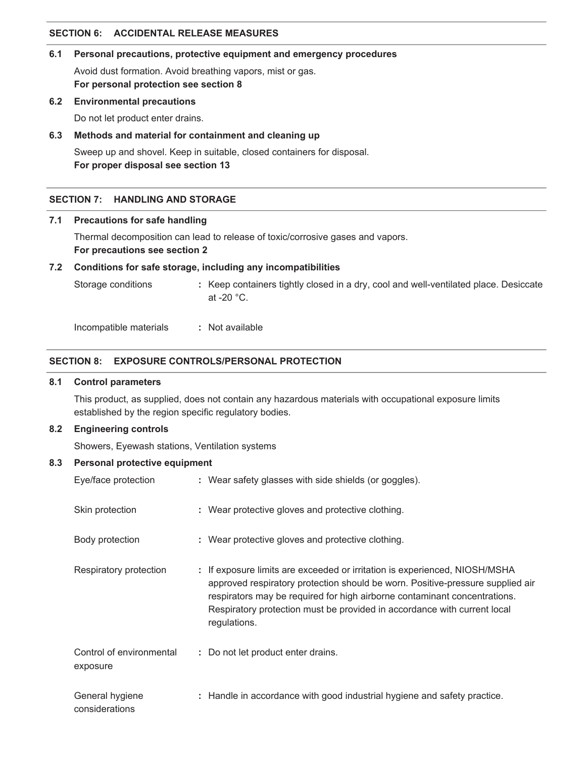## SECTION 6: ACCIDENTAL RELEASE MEASURES

### 6.1 Personal precautions, protective equipment and emergency procedures

Avoid dust formation. Avoid breathing vapors, mist or gas.

**For personal protection see section 8**

### 6.2 Environmental precautions

Do not let product enter drains.

### 6.3 Methods and material for containment and cleaning up

Sweep up and shovel. Keep in suitable, closed containers for disposal.

**For proper disposal see section 13**

## SECTION 7: HANDLING AND STORAGE

### 7.1 Precautions for safe handling

Thermal decomposition can lead to release of toxic/corrosive gases and vapors.

**For precautions see section 2**

### 7.2 Conditions for safe storage, including any incompatibilities

| | | |
|---|---|---|
| Storage conditions | : | Keep containers tightly closed in a dry, cool and well-ventilated place. Desiccate at -20 °C. |
| Incompatible materials | : | Not available |

## SECTION 8: EXPOSURE CONTROLS/PERSONAL PROTECTION

### 8.1 Control parameters

This product, as supplied, does not contain any hazardous materials with occupational exposure limits established by the region specific regulatory bodies.

### 8.2 Engineering controls

Showers, Eyewash stations, Ventilation systems

### 8.3 Personal protective equipment

| | | |
|---|---|---|
| Eye/face protection | : | Wear safety glasses with side shields (or goggles). |
| Skin protection | : | Wear protective gloves and protective clothing. |
| Body protection | : | Wear protective gloves and protective clothing. |
| Respiratory protection | : | If exposure limits are exceeded or irritation is experienced, NIOSH/MSHA approved respiratory protection should be worn. Positive-pressure supplied air respirators may be required for high airborne contaminant concentrations. Respiratory protection must be provided in accordance with current local regulations. |
| Control of environmental exposure | : | Do not let product enter drains. |
| General hygiene considerations | : | Handle in accordance with good industrial hygiene and safety practice. |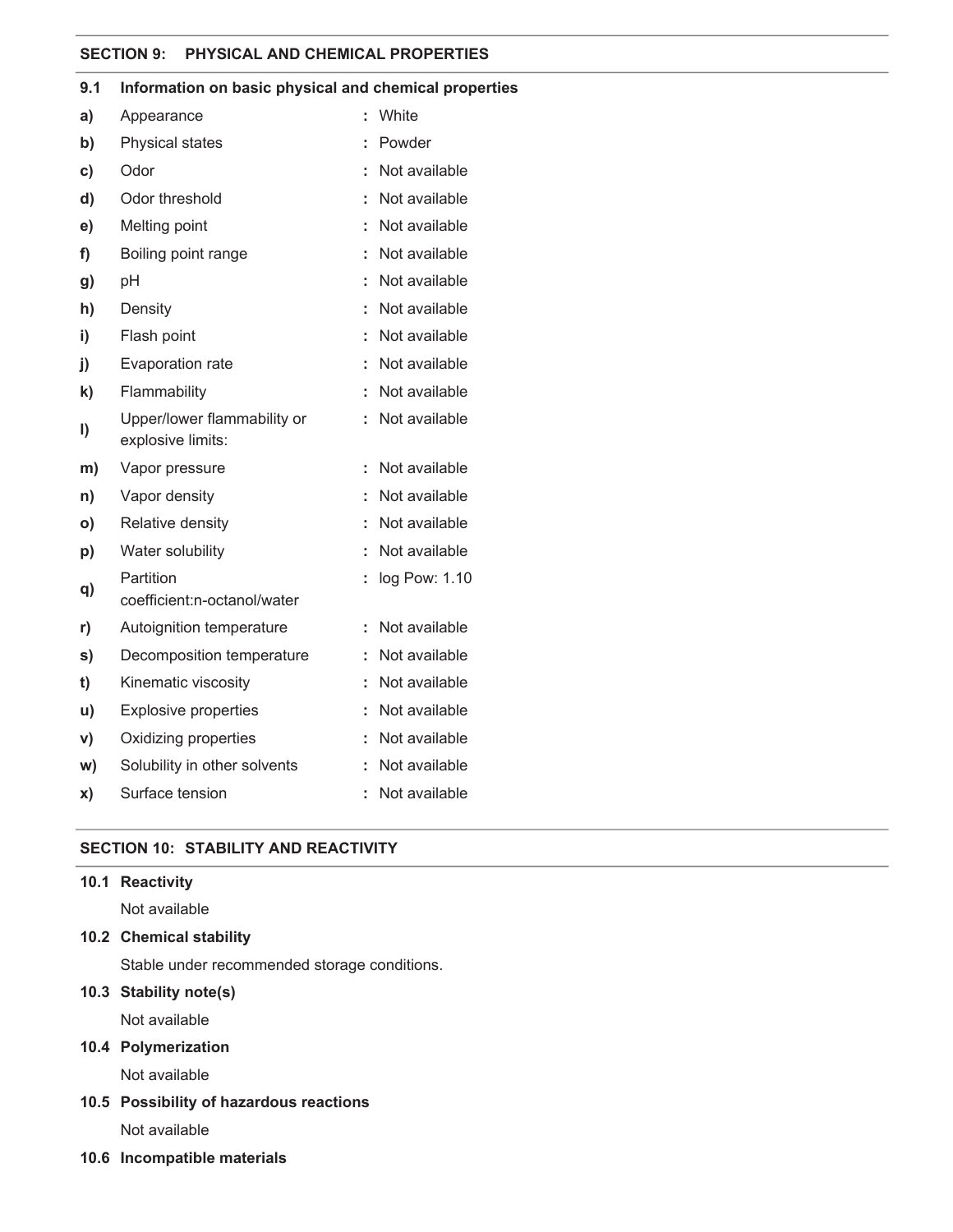## SECTION 9: PHYSICAL AND CHEMICAL PROPERTIES

### 9.1 Information on basic physical and chemical properties

| | Property | | Value |
|---|---|---|---|
| a) | Appearance | : | White |
| b) | Physical states | : | Powder |
| c) | Odor | : | Not available |
| d) | Odor threshold | : | Not available |
| e) | Melting point | : | Not available |
| f) | Boiling point range | : | Not available |
| g) | pH | : | Not available |
| h) | Density | : | Not available |
| i) | Flash point | : | Not available |
| j) | Evaporation rate | : | Not available |
| k) | Flammability | : | Not available |
| l) | Upper/lower flammability or explosive limits: | : | Not available |
| m) | Vapor pressure | : | Not available |
| n) | Vapor density | : | Not available |
| o) | Relative density | : | Not available |
| p) | Water solubility | : | Not available |
| q) | Partition coefficient:n-octanol/water | : | log Pow: 1.10 |
| r) | Autoignition temperature | : | Not available |
| s) | Decomposition temperature | : | Not available |
| t) | Kinematic viscosity | : | Not available |
| u) | Explosive properties | : | Not available |
| v) | Oxidizing properties | : | Not available |
| w) | Solubility in other solvents | : | Not available |
| x) | Surface tension | : | Not available |

## SECTION 10: STABILITY AND REACTIVITY

### 10.1 Reactivity

Not available

### 10.2 Chemical stability

Stable under recommended storage conditions.

### 10.3 Stability note(s)

Not available

### 10.4 Polymerization

Not available

### 10.5 Possibility of hazardous reactions

Not available

### 10.6 Incompatible materials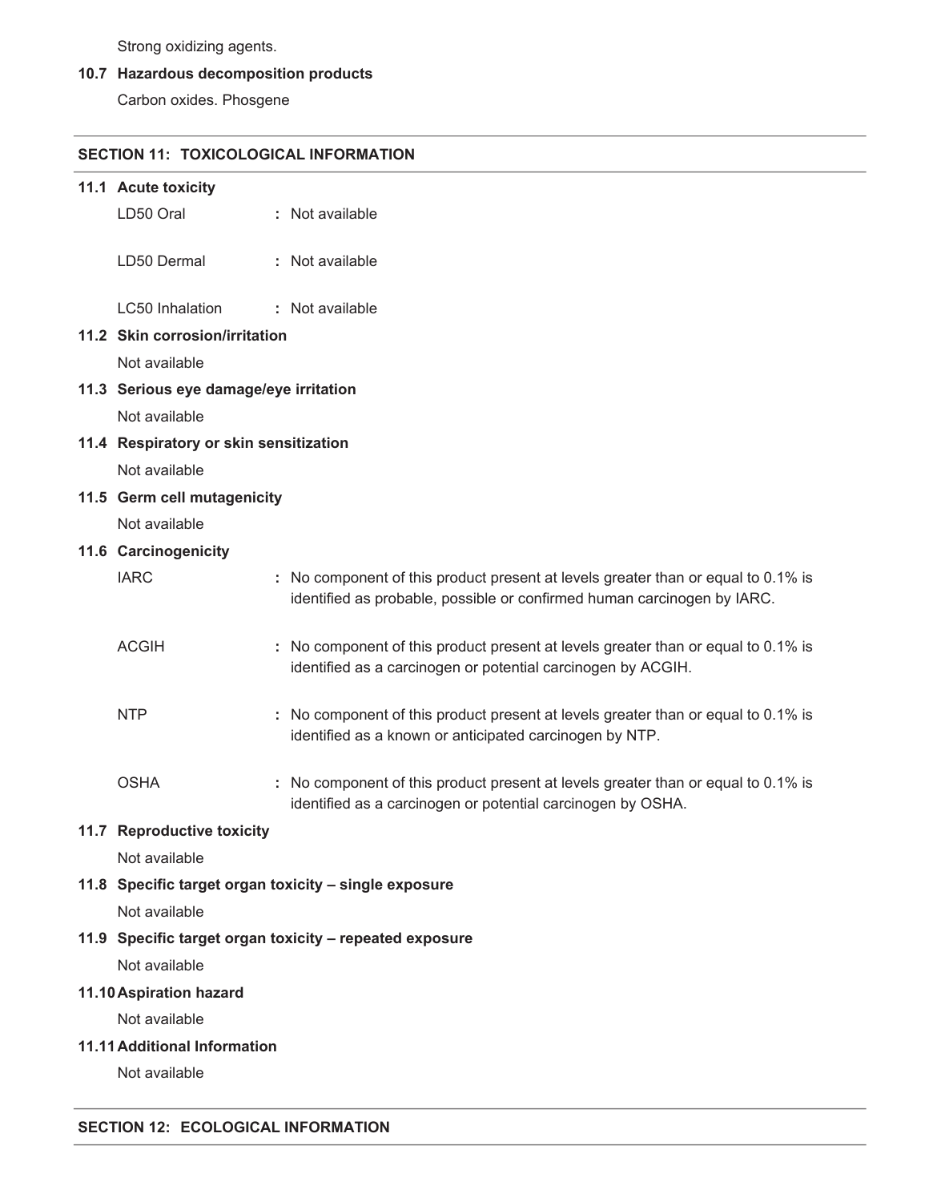Strong oxidizing agents.

### 10.7 Hazardous decomposition products

Carbon oxides. Phosgene

## SECTION 11: TOXICOLOGICAL INFORMATION

### 11.1 Acute toxicity

LD50 Oral : Not available

LD50 Dermal : Not available

LC50 Inhalation : Not available

### 11.2 Skin corrosion/irritation

Not available

### 11.3 Serious eye damage/eye irritation

Not available

### 11.4 Respiratory or skin sensitization

Not available

### 11.5 Germ cell mutagenicity

Not available

### 11.6 Carcinogenicity

IARC : No component of this product present at levels greater than or equal to 0.1% is identified as probable, possible or confirmed human carcinogen by IARC.

ACGIH : No component of this product present at levels greater than or equal to 0.1% is identified as a carcinogen or potential carcinogen by ACGIH.

NTP : No component of this product present at levels greater than or equal to 0.1% is identified as a known or anticipated carcinogen by NTP.

OSHA : No component of this product present at levels greater than or equal to 0.1% is identified as a carcinogen or potential carcinogen by OSHA.

### 11.7 Reproductive toxicity

Not available

### 11.8 Specific target organ toxicity – single exposure

Not available

### 11.9 Specific target organ toxicity – repeated exposure

Not available

### 11.10 Aspiration hazard

Not available

### 11.11 Additional Information

Not available

## SECTION 12: ECOLOGICAL INFORMATION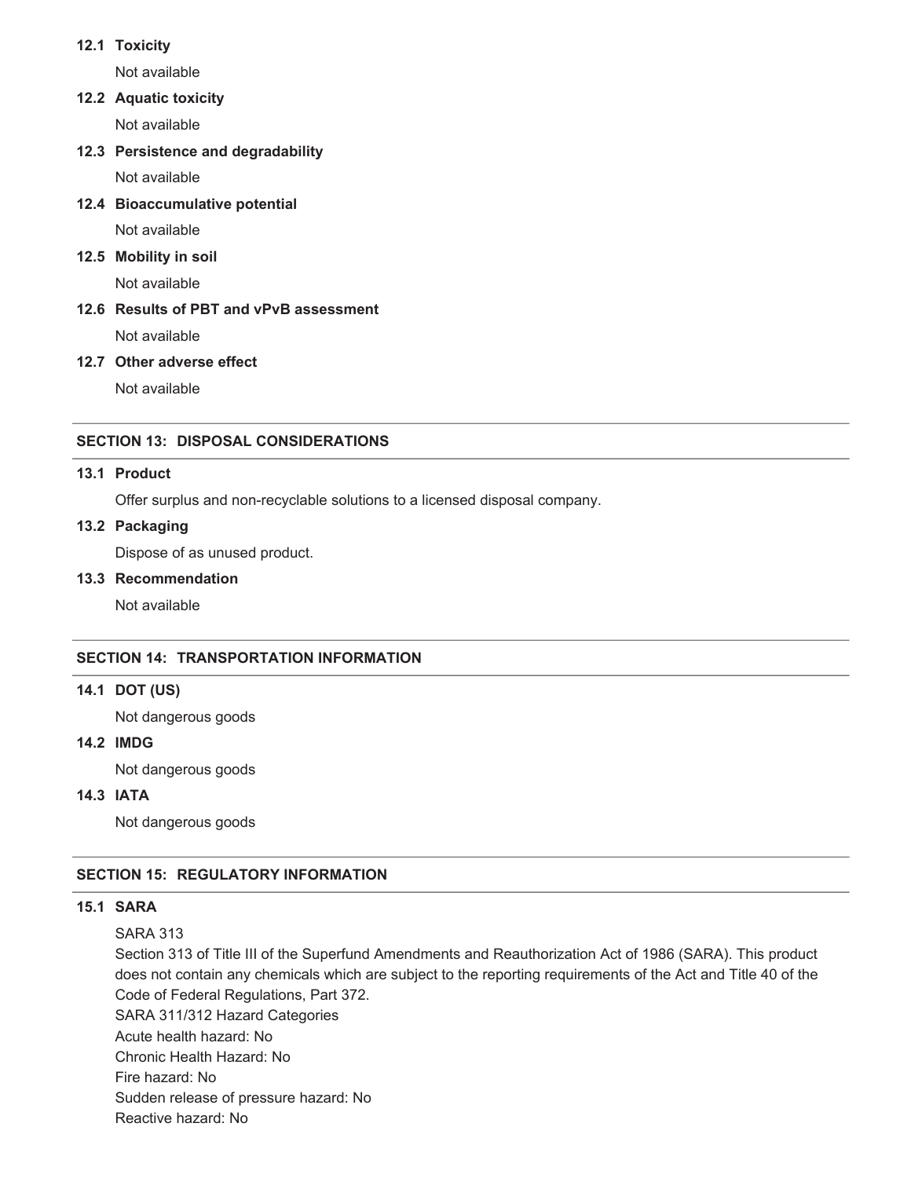**12.1 Toxicity**

Not available

**12.2 Aquatic toxicity**

Not available

**12.3 Persistence and degradability**

Not available

**12.4 Bioaccumulative potential**

Not available

**12.5 Mobility in soil**

Not available

**12.6 Results of PBT and vPvB assessment**

Not available

**12.7 Other adverse effect**

Not available

## SECTION 13: DISPOSAL CONSIDERATIONS

**13.1 Product**

Offer surplus and non-recyclable solutions to a licensed disposal company.

**13.2 Packaging**

Dispose of as unused product.

**13.3 Recommendation**

Not available

## SECTION 14: TRANSPORTATION INFORMATION

**14.1 DOT (US)**

Not dangerous goods

**14.2 IMDG**

Not dangerous goods

**14.3 IATA**

Not dangerous goods

## SECTION 15: REGULATORY INFORMATION

**15.1 SARA**

SARA 313
Section 313 of Title III of the Superfund Amendments and Reauthorization Act of 1986 (SARA). This product does not contain any chemicals which are subject to the reporting requirements of the Act and Title 40 of the Code of Federal Regulations, Part 372.
SARA 311/312 Hazard Categories
Acute health hazard: No
Chronic Health Hazard: No
Fire hazard: No
Sudden release of pressure hazard: No
Reactive hazard: No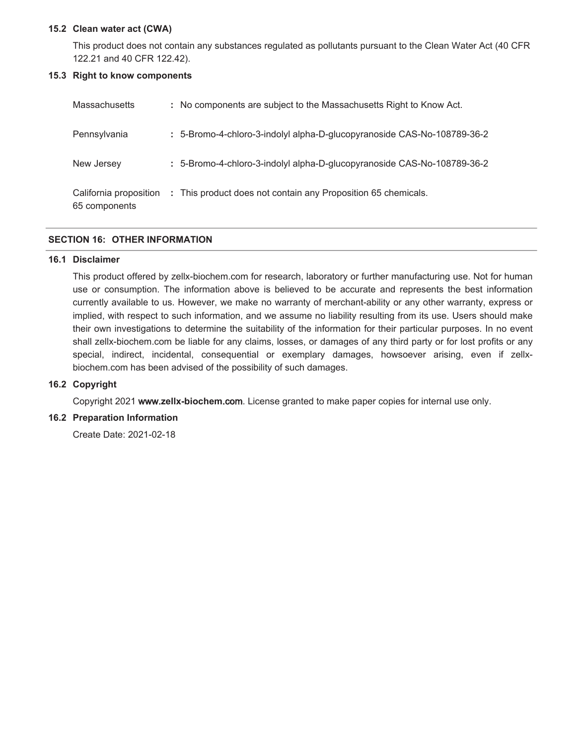### 15.2 Clean water act (CWA)

This product does not contain any substances regulated as pollutants pursuant to the Clean Water Act (40 CFR 122.21 and 40 CFR 122.42).

### 15.3 Right to know components

| | | |
|---|---|---|
| Massachusetts | : | No components are subject to the Massachusetts Right to Know Act. |
| Pennsylvania | : | 5-Bromo-4-chloro-3-indolyl alpha-D-glucopyranoside CAS-No-108789-36-2 |
| New Jersey | : | 5-Bromo-4-chloro-3-indolyl alpha-D-glucopyranoside CAS-No-108789-36-2 |
| California proposition 65 components | : | This product does not contain any Proposition 65 chemicals. |

## SECTION 16: OTHER INFORMATION

### 16.1 Disclaimer

This product offered by zellx-biochem.com for research, laboratory or further manufacturing use. Not for human use or consumption. The information above is believed to be accurate and represents the best information currently available to us. However, we make no warranty of merchant-ability or any other warranty, express or implied, with respect to such information, and we assume no liability resulting from its use. Users should make their own investigations to determine the suitability of the information for their particular purposes. In no event shall zellx-biochem.com be liable for any claims, losses, or damages of any third party or for lost profits or any special, indirect, incidental, consequential or exemplary damages, howsoever arising, even if zellx-biochem.com has been advised of the possibility of such damages.

### 16.2 Copyright

Copyright 2021 **www.zellx-biochem.com**. License granted to make paper copies for internal use only.

### 16.2 Preparation Information

Create Date: 2021-02-18